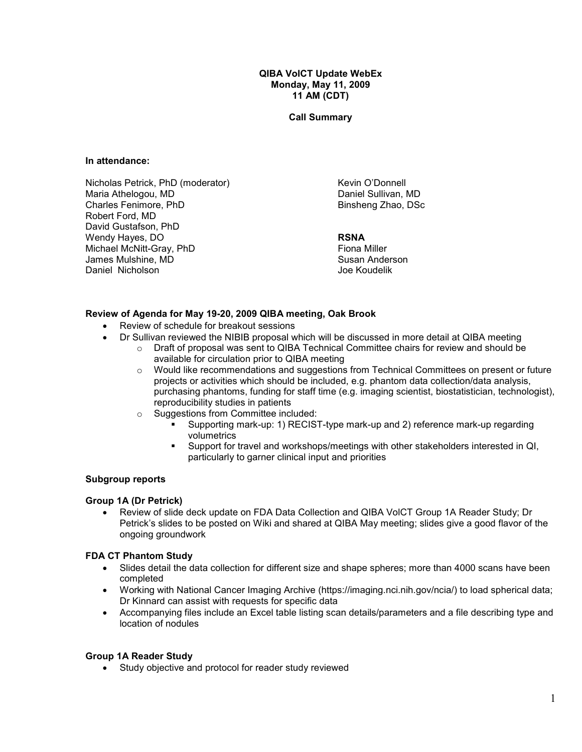**QIBA VolCT Update WebEx**
**Monday, May 11, 2009**
**11 AM (CDT)**

**Call Summary**

**In attendance:**

Nicholas Petrick, PhD (moderator)
Maria Athelogou, MD
Charles Fenimore, PhD
Robert Ford, MD
David Gustafson, PhD
Wendy Hayes, DO
Michael McNitt-Gray, PhD
James Mulshine, MD
Daniel Nicholson
Kevin O'Donnell
Daniel Sullivan, MD
Binsheng Zhao, DSc

**RSNA**
Fiona Miller
Susan Anderson
Joe Koudelik

**Review of Agenda for May 19-20, 2009 QIBA meeting, Oak Brook**

- Review of schedule for breakout sessions
- Dr Sullivan reviewed the NIBIB proposal which will be discussed in more detail at QIBA meeting
  - Draft of proposal was sent to QIBA Technical Committee chairs for review and should be available for circulation prior to QIBA meeting
  - Would like recommendations and suggestions from Technical Committees on present or future projects or activities which should be included, e.g. phantom data collection/data analysis, purchasing phantoms, funding for staff time (e.g. imaging scientist, biostatistician, technologist), reproducibility studies in patients
  - Suggestions from Committee included:
    - Supporting mark-up: 1) RECIST-type mark-up and 2) reference mark-up regarding volumetrics
    - Support for travel and workshops/meetings with other stakeholders interested in QI, particularly to garner clinical input and priorities

**Subgroup reports**

**Group 1A (Dr Petrick)**

- Review of slide deck update on FDA Data Collection and QIBA VolCT Group 1A Reader Study; Dr Petrick's slides to be posted on Wiki and shared at QIBA May meeting; slides give a good flavor of the ongoing groundwork

**FDA CT Phantom Study**

- Slides detail the data collection for different size and shape spheres; more than 4000 scans have been completed
- Working with National Cancer Imaging Archive (https://imaging.nci.nih.gov/ncia/) to load spherical data; Dr Kinnard can assist with requests for specific data
- Accompanying files include an Excel table listing scan details/parameters and a file describing type and location of nodules

**Group 1A Reader Study**

- Study objective and protocol for reader study reviewed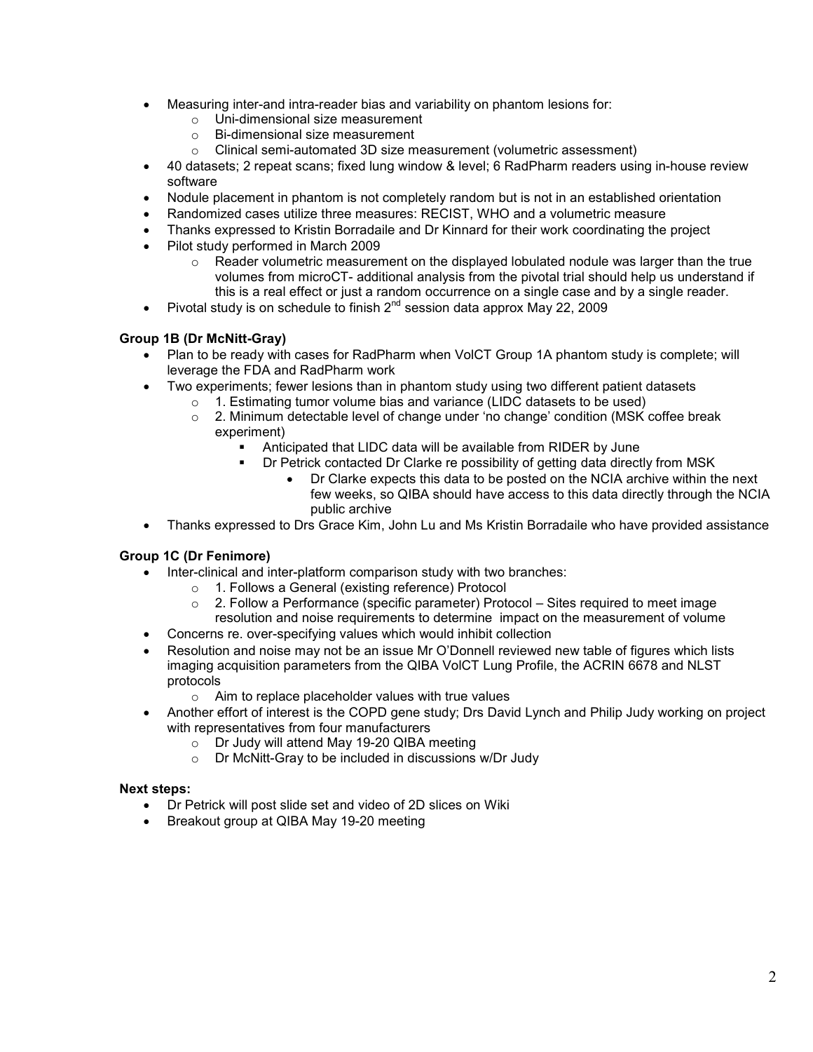- Measuring inter-and intra-reader bias and variability on phantom lesions for:
  - Uni-dimensional size measurement
  - Bi-dimensional size measurement
  - Clinical semi-automated 3D size measurement (volumetric assessment)
- 40 datasets; 2 repeat scans; fixed lung window & level; 6 RadPharm readers using in-house review software
- Nodule placement in phantom is not completely random but is not in an established orientation
- Randomized cases utilize three measures: RECIST, WHO and a volumetric measure
- Thanks expressed to Kristin Borradaile and Dr Kinnard for their work coordinating the project
- Pilot study performed in March 2009
  - Reader volumetric measurement on the displayed lobulated nodule was larger than the true volumes from microCT- additional analysis from the pivotal trial should help us understand if this is a real effect or just a random occurrence on a single case and by a single reader.
- Pivotal study is on schedule to finish 2nd session data approx May 22, 2009

**Group 1B (Dr McNitt-Gray)**

- Plan to be ready with cases for RadPharm when VolCT Group 1A phantom study is complete; will leverage the FDA and RadPharm work
- Two experiments; fewer lesions than in phantom study using two different patient datasets
  1. Estimating tumor volume bias and variance (LIDC datasets to be used)
  2. Minimum detectable level of change under 'no change' condition (MSK coffee break experiment)
     - Anticipated that LIDC data will be available from RIDER by June
     - Dr Petrick contacted Dr Clarke re possibility of getting data directly from MSK
       - Dr Clarke expects this data to be posted on the NCIA archive within the next few weeks, so QIBA should have access to this data directly through the NCIA public archive
- Thanks expressed to Drs Grace Kim, John Lu and Ms Kristin Borradaile who have provided assistance

**Group 1C (Dr Fenimore)**

- Inter-clinical and inter-platform comparison study with two branches:
  1. Follows a General (existing reference) Protocol
  2. Follow a Performance (specific parameter) Protocol – Sites required to meet image resolution and noise requirements to determine impact on the measurement of volume
- Concerns re. over-specifying values which would inhibit collection
- Resolution and noise may not be an issue Mr O'Donnell reviewed new table of figures which lists imaging acquisition parameters from the QIBA VolCT Lung Profile, the ACRIN 6678 and NLST protocols
  - Aim to replace placeholder values with true values
- Another effort of interest is the COPD gene study; Drs David Lynch and Philip Judy working on project with representatives from four manufacturers
  - Dr Judy will attend May 19-20 QIBA meeting
  - Dr McNitt-Gray to be included in discussions w/Dr Judy

**Next steps:**

- Dr Petrick will post slide set and video of 2D slices on Wiki
- Breakout group at QIBA May 19-20 meeting